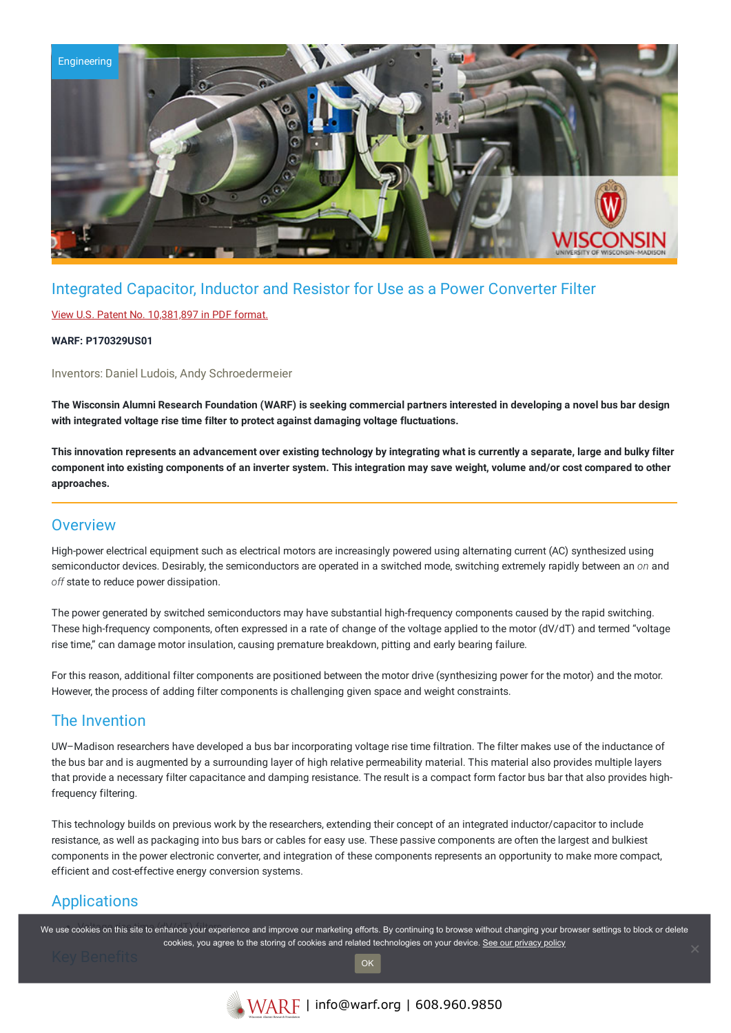# Integrated Capacitor, Inductor and Resistor for Use as a Power Converter Filter

[View U.S. Patent No. 10,381,897 in PDF format.](#)

**WARF: P170329US01**

Inventors: Daniel Ludois, Andy Schroedermeier

**The Wisconsin Alumni Research Foundation (WARF) is seeking commercial partners interested in developing a novel bus bar design with integrated voltage rise time filter to protect against damaging voltage fluctuations.**

**This innovation represents an advancement over existing technology by integrating what is currently a separate, large and bulky filter component into existing components of an inverter system. This integration may save weight, volume and/or cost compared to other approaches.**

## Overview

High-power electrical equipment such as electrical motors are increasingly powered using alternating current (AC) synthesized using semiconductor devices. Desirably, the semiconductors are operated in a switched mode, switching extremely rapidly between an *on* and *off* state to reduce power dissipation.

The power generated by switched semiconductors may have substantial high-frequency components caused by the rapid switching. These high-frequency components, often expressed in a rate of change of the voltage applied to the motor (dV/dT) and termed "voltage rise time," can damage motor insulation, causing premature breakdown, pitting and early bearing failure.

For this reason, additional filter components are positioned between the motor drive (synthesizing power for the motor) and the motor. However, the process of adding filter components is challenging given space and weight constraints.

## The Invention

UW–Madison researchers have developed a bus bar incorporating voltage rise time filtration. The filter makes use of the inductance of the bus bar and is augmented by a surrounding layer of high relative permeability material. This material also provides multiple layers that provide a necessary filter capacitance and damping resistance. The result is a compact form factor bus bar that also provides high-frequency filtering.

This technology builds on previous work by the researchers, extending their concept of an integrated inductor/capacitor to include resistance, as well as packaging into bus bars or cables for easy use. These passive components are often the largest and bulkiest components in the power electronic converter, and integration of these components represents an opportunity to make more compact, efficient and cost-effective energy conversion systems.

## Applications

- Voltage rise time (dV/dT) filters

## Key Benefits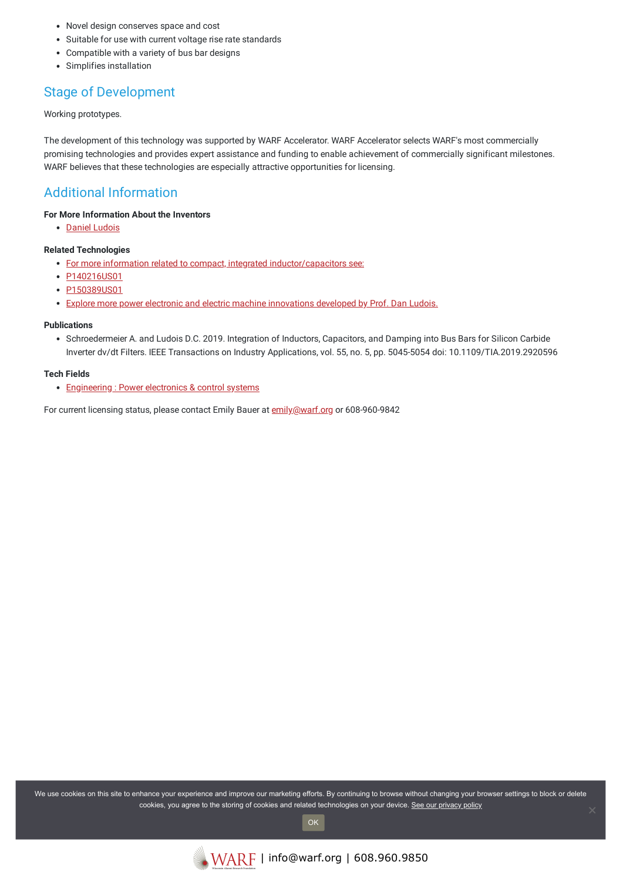- Novel design conserves space and cost
- Suitable for use with current voltage rise rate standards
- Compatible with a variety of bus bar designs
- Simplifies installation

## Stage of Development

Working prototypes.

The development of this technology was supported by WARF Accelerator. WARF Accelerator selects WARF's most commercially promising technologies and provides expert assistance and funding to enable achievement of commercially significant milestones. WARF believes that these technologies are especially attractive opportunities for licensing.

## Additional Information

**For More Information About the Inventors**

- Daniel Ludois

**Related Technologies**

- For more information related to compact, integrated inductor/capacitors see:
- P140216US01
- P150389US01
- Explore more power electronic and electric machine innovations developed by Prof. Dan Ludois.

**Publications**

- Schroedermeier A. and Ludois D.C. 2019. Integration of Inductors, Capacitors, and Damping into Bus Bars for Silicon Carbide Inverter dv/dt Filters. IEEE Transactions on Industry Applications, vol. 55, no. 5, pp. 5045-5054 doi: 10.1109/TIA.2019.2920596

**Tech Fields**

- Engineering : Power electronics & control systems

For current licensing status, please contact Emily Bauer at emily@warf.org or 608-960-9842

We use cookies on this site to enhance your experience and improve our marketing efforts. By continuing to browse without changing your browser settings to block or delete cookies, you agree to the storing of cookies and related technologies on your device. See our privacy policy

OK

WARF | info@warf.org | 608.960.9850